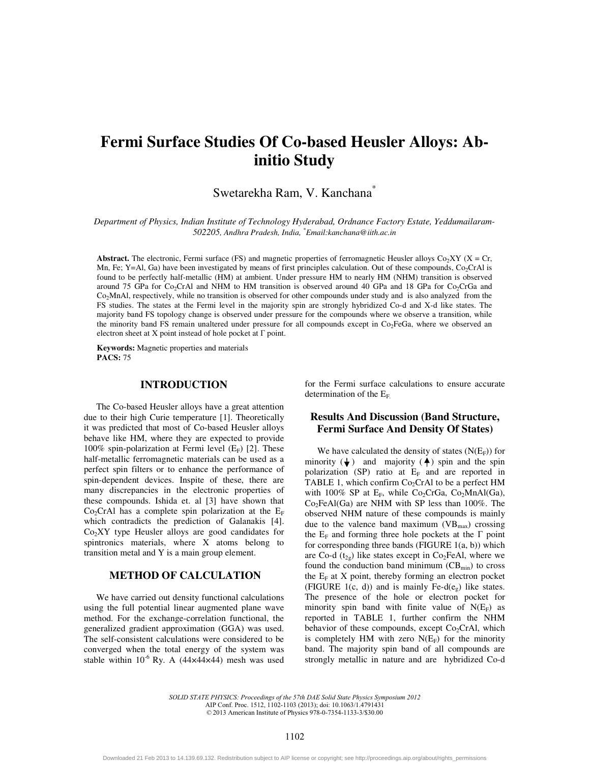# Fermi Surface Studies Of Co-based Heusler Alloys: Ab-initio Study

Swetarekha Ram, V. Kanchana*

*Department of Physics, Indian Institute of Technology Hyderabad, Ordnance Factory Estate, Yeddumailaram-502205, Andhra Pradesh, India, \*Email:kanchana@iith.ac.in*

**Abstract.** The electronic, Fermi surface (FS) and magnetic properties of ferromagnetic Heusler alloys $Co_2XY$ (X = Cr, Mn, Fe; Y=Al, Ga) have been investigated by means of first principles calculation. Out of these compounds, $Co_2CrAl$ is found to be perfectly half-metallic (HM) at ambient. Under pressure HM to nearly HM (NHM) transition is observed around 75 GPa for $Co_2CrAl$ and NHM to HM transition is observed around 40 GPa and 18 GPa for $Co_2CrGa$ and $Co_2MnAl$, respectively, while no transition is observed for other compounds under study and is also analyzed from the FS studies. The states at the Fermi level in the majority spin are strongly hybridized Co-d and X-d like states. The majority band FS topology change is observed under pressure for the compounds where we observe a transition, while the minority band FS remain unaltered under pressure for all compounds except in $Co_2FeGa$, where we observed an electron sheet at X point instead of hole pocket at Γ point.

**Keywords:** Magnetic properties and materials
**PACS:** 75

## INTRODUCTION

The Co-based Heusler alloys have a great attention due to their high Curie temperature [1]. Theoretically it was predicted that most of Co-based Heusler alloys behave like HM, where they are expected to provide 100% spin-polarization at Fermi level ($E_F$) [2]. These half-metallic ferromagnetic materials can be used as a perfect spin filters or to enhance the performance of spin-dependent devices. Inspite of these, there are many discrepancies in the electronic properties of these compounds. Ishida et. al [3] have shown that $Co_2CrAl$ has a complete spin polarization at the $E_F$ which contradicts the prediction of Galanakis [4]. $Co_2XY$ type Heusler alloys are good candidates for spintronics materials, where X atoms belong to transition metal and Y is a main group element.

## METHOD OF CALCULATION

We have carried out density functional calculations using the full potential linear augmented plane wave method. For the exchange-correlation functional, the generalized gradient approximation (GGA) was used. The self-consistent calculations were considered to be converged when the total energy of the system was stable within $10^{-6}$ Ry. A (44×44×44) mesh was used for the Fermi surface calculations to ensure accurate determination of the $E_F$.

### Results And Discussion (Band Structure, Fermi Surface And Density Of States)

We have calculated the density of states ($N(E_F)$) for minority (↓) and majority (↑) spin and the spin polarization (SP) ratio at $E_F$ and are reported in TABLE 1, which confirm $Co_2CrAl$ to be a perfect HM with 100% SP at $E_F$, while $Co_2CrGa$, $Co_2MnAl(Ga)$, $Co_2FeAl(Ga)$ are NHM with SP less than 100%. The observed NHM nature of these compounds is mainly due to the valence band maximum ($VB_{max}$) crossing the $E_F$ and forming three hole pockets at the Γ point for corresponding three bands (FIGURE 1(a, b)) which are Co-d ($t_{2g}$) like states except in $Co_2FeAl$, where we found the conduction band minimum ($CB_{min}$) to cross the $E_F$ at X point, thereby forming an electron pocket (FIGURE 1(c, d)) and is mainly Fe-d($e_g$) like states. The presence of the hole or electron pocket for minority spin band with finite value of $N(E_F)$ as reported in TABLE 1, further confirm the NHM behavior of these compounds, except $Co_2CrAl$, which is completely HM with zero $N(E_F)$ for the minority band. The majority spin band of all compounds are strongly metallic in nature and are hybridized Co-d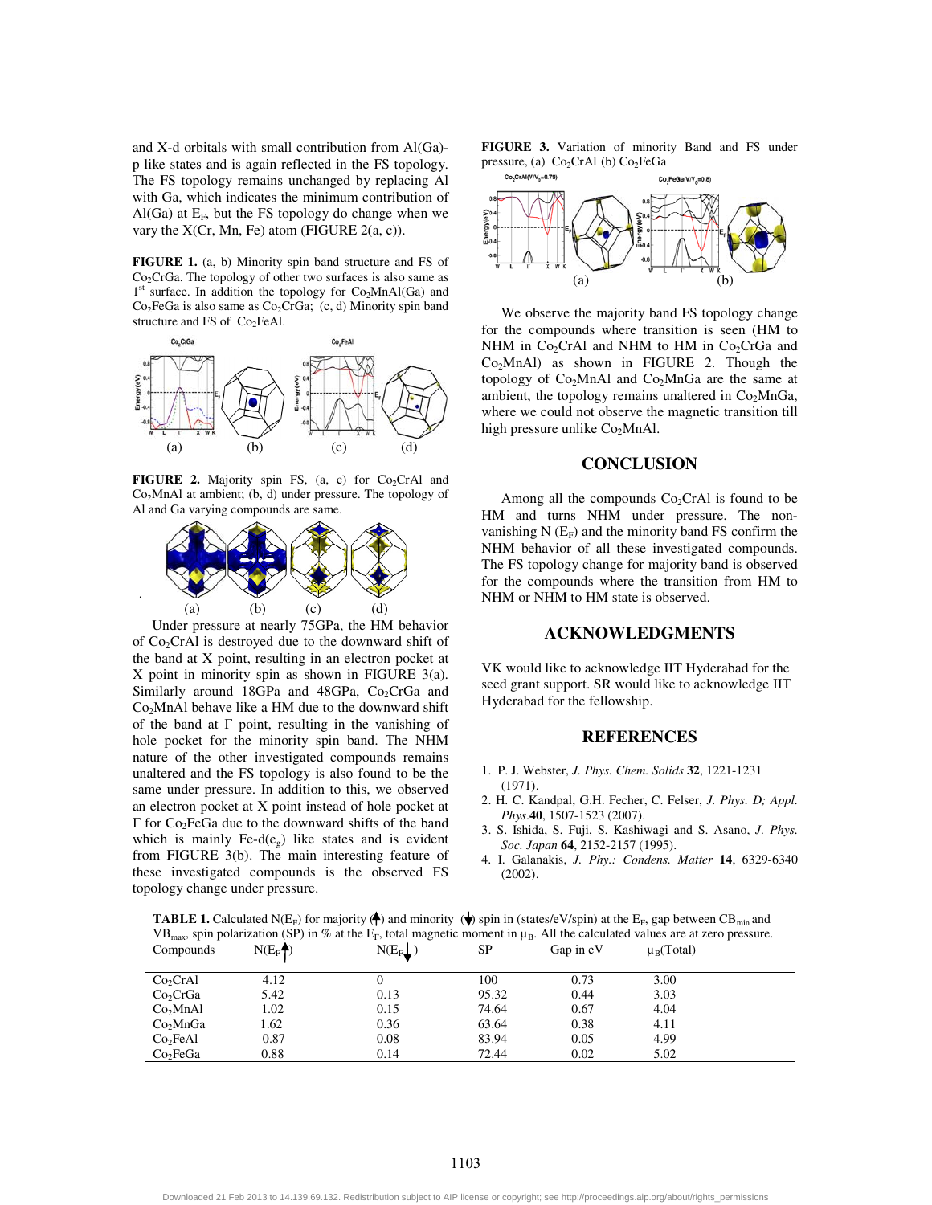and X-d orbitals with small contribution from Al(Ga)-p like states and is again reflected in the FS topology. The FS topology remains unchanged by replacing Al with Ga, which indicates the minimum contribution of Al(Ga) at $E_F$, but the FS topology do change when we vary the X(Cr, Mn, Fe) atom (FIGURE 2(a, c)).

**FIGURE 1.** (a, b) Minority spin band structure and FS of $Co_2CrGa$. The topology of other two surfaces is also same as 1st surface. In addition the topology for $Co_2MnAl$(Ga) and $Co_2FeGa$ is also same as $Co_2CrGa$; (c, d) Minority spin band structure and FS of $Co_2FeAl$.

Co2CrGa

Co2FeAl

(a) (b) (c) (d)

**FIGURE 2.** Majority spin FS, (a, c) for $Co_2CrAl$ and $Co_2MnAl$ at ambient; (b, d) under pressure. The topology of Al and Ga varying compounds are same.

(a) (b) (c) (d)

Under pressure at nearly 75GPa, the HM behavior of $Co_2CrAl$ is destroyed due to the downward shift of the band at X point, resulting in an electron pocket at X point in minority spin as shown in FIGURE 3(a). Similarly around 18GPa and 48GPa, $Co_2CrGa$ and $Co_2MnAl$ behave like a HM due to the downward shift of the band at Γ point, resulting in the vanishing of hole pocket for the minority spin band. The NHM nature of the other investigated compounds remains unaltered and the FS topology is also found to be the same under pressure. In addition to this, we observed an electron pocket at X point instead of hole pocket at Γ for $Co_2FeGa$ due to the downward shifts of the band which is mainly Fe-d($e_g$) like states and is evident from FIGURE 3(b). The main interesting feature of these investigated compounds is the observed FS topology change under pressure.

**FIGURE 3.** Variation of minority Band and FS under pressure, (a) $Co_2CrAl$ (b) $Co_2FeGa$

Co2CrAl(V/V0=0.79)

Co2FeGa(V/V0=0.8)

(a) (b)

We observe the majority band FS topology change for the compounds where transition is seen (HM to NHM in $Co_2CrAl$ and NHM to HM in $Co_2CrGa$ and $Co_2MnAl$) as shown in FIGURE 2. Though the topology of $Co_2MnAl$ and $Co_2MnGa$ are the same at ambient, the topology remains unaltered in $Co_2MnGa$, where we could not observe the magnetic transition till high pressure unlike $Co_2MnAl$.

## CONCLUSION

Among all the compounds $Co_2CrAl$ is found to be HM and turns NHM under pressure. The non-vanishing N ($E_F$) and the minority band FS confirm the NHM behavior of all these investigated compounds. The FS topology change for majority band is observed for the compounds where the transition from HM to NHM or NHM to HM state is observed.

## ACKNOWLEDGMENTS

VK would like to acknowledge IIT Hyderabad for the seed grant support. SR would like to acknowledge IIT Hyderabad for the fellowship.

## REFERENCES

1. P. J. Webster, *J. Phys. Chem. Solids* **32**, 1221-1231 (1971).
2. H. C. Kandpal, G.H. Fecher, C. Felser, *J. Phys. D; Appl. Phys.* **40**, 1507-1523 (2007).
3. S. Ishida, S. Fuji, S. Kashiwagi and S. Asano, *J. Phys. Soc. Japan* **64**, 2152-2157 (1995).
4. I. Galanakis, *J. Phy.: Condens. Matter* **14**, 6329-6340 (2002).

**TABLE 1.** Calculated N($E_F$) for majority (↑) and minority (↓) spin in (states/eV/spin) at the $E_F$, gap between $CB_{min}$ and $VB_{max}$, spin polarization (SP) in % at the $E_F$, total magnetic moment in $\mu_B$. All the calculated values are at zero pressure.

| Compounds | N($E_F$↑) | N($E_F$↓) | SP | Gap in eV | $\mu_B$(Total) |
|---|---|---|---|---|---|
| $Co_2CrAl$ | 4.12 | 0 | 100 | 0.73 | 3.00 |
| $Co_2CrGa$ | 5.42 | 0.13 | 95.32 | 0.44 | 3.03 |
| $Co_2MnAl$ | 1.02 | 0.15 | 74.64 | 0.67 | 4.04 |
| $Co_2MnGa$ | 1.62 | 0.36 | 63.64 | 0.38 | 4.11 |
| $Co_2FeAl$ | 0.87 | 0.08 | 83.94 | 0.05 | 4.99 |
| $Co_2FeGa$ | 0.88 | 0.14 | 72.44 | 0.02 | 5.02 |